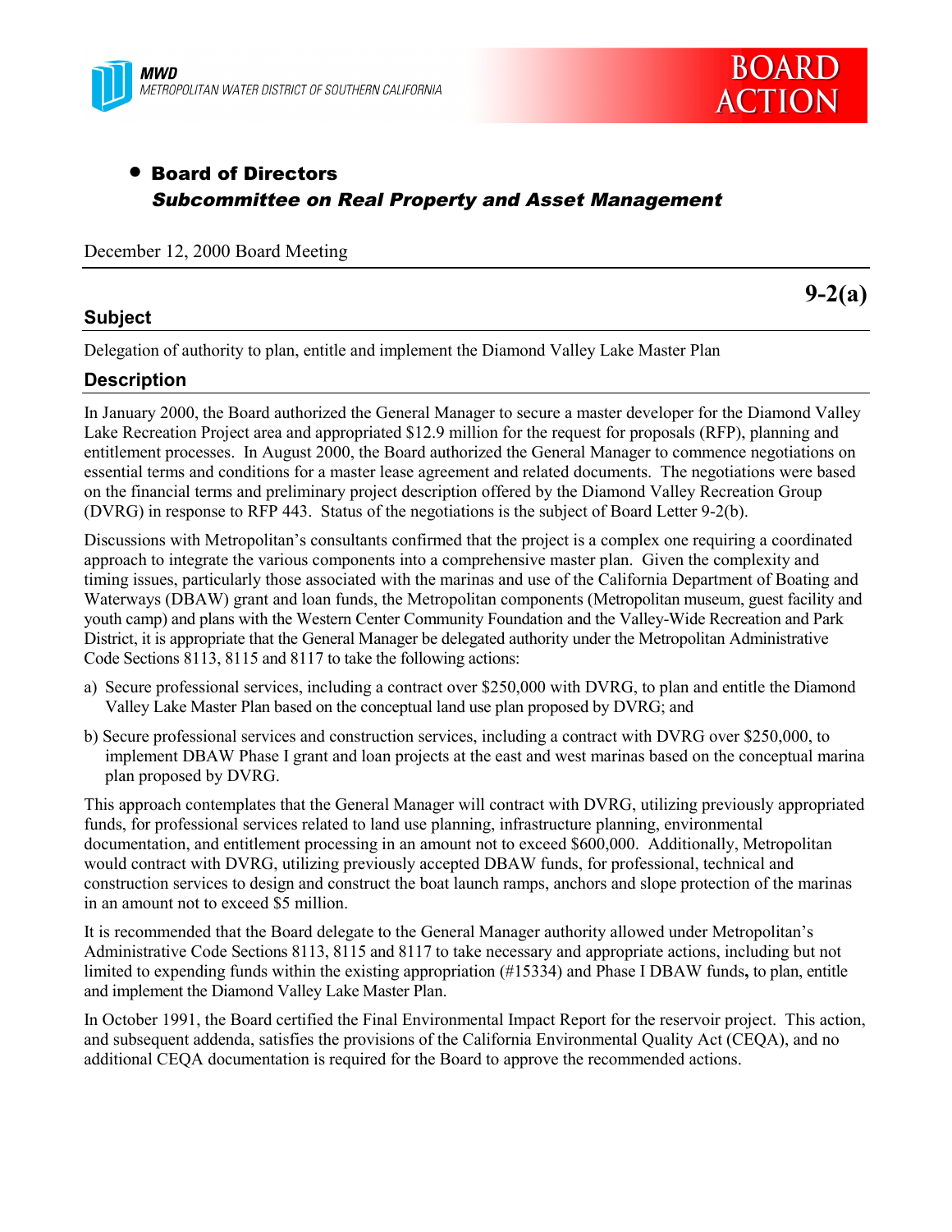MWD
METROPOLITAN WATER DISTRICT OF SOUTHERN CALIFORNIA

**BOARD ACTION**

- **Board of Directors**
  ***Subcommittee on Real Property and Asset Management***

December 12, 2000 Board Meeting

**9-2(a)**

## Subject

Delegation of authority to plan, entitle and implement the Diamond Valley Lake Master Plan

## Description

In January 2000, the Board authorized the General Manager to secure a master developer for the Diamond Valley Lake Recreation Project area and appropriated $12.9 million for the request for proposals (RFP), planning and entitlement processes. In August 2000, the Board authorized the General Manager to commence negotiations on essential terms and conditions for a master lease agreement and related documents. The negotiations were based on the financial terms and preliminary project description offered by the Diamond Valley Recreation Group (DVRG) in response to RFP 443. Status of the negotiations is the subject of Board Letter 9-2(b).

Discussions with Metropolitan's consultants confirmed that the project is a complex one requiring a coordinated approach to integrate the various components into a comprehensive master plan. Given the complexity and timing issues, particularly those associated with the marinas and use of the California Department of Boating and Waterways (DBAW) grant and loan funds, the Metropolitan components (Metropolitan museum, guest facility and youth camp) and plans with the Western Center Community Foundation and the Valley-Wide Recreation and Park District, it is appropriate that the General Manager be delegated authority under the Metropolitan Administrative Code Sections 8113, 8115 and 8117 to take the following actions:

a) Secure professional services, including a contract over $250,000 with DVRG, to plan and entitle the Diamond Valley Lake Master Plan based on the conceptual land use plan proposed by DVRG; and

b) Secure professional services and construction services, including a contract with DVRG over $250,000, to implement DBAW Phase I grant and loan projects at the east and west marinas based on the conceptual marina plan proposed by DVRG.

This approach contemplates that the General Manager will contract with DVRG, utilizing previously appropriated funds, for professional services related to land use planning, infrastructure planning, environmental documentation, and entitlement processing in an amount not to exceed $600,000. Additionally, Metropolitan would contract with DVRG, utilizing previously accepted DBAW funds, for professional, technical and construction services to design and construct the boat launch ramps, anchors and slope protection of the marinas in an amount not to exceed $5 million.

It is recommended that the Board delegate to the General Manager authority allowed under Metropolitan's Administrative Code Sections 8113, 8115 and 8117 to take necessary and appropriate actions, including but not limited to expending funds within the existing appropriation (#15334) and Phase I DBAW funds**,** to plan, entitle and implement the Diamond Valley Lake Master Plan.

In October 1991, the Board certified the Final Environmental Impact Report for the reservoir project. This action, and subsequent addenda, satisfies the provisions of the California Environmental Quality Act (CEQA), and no additional CEQA documentation is required for the Board to approve the recommended actions.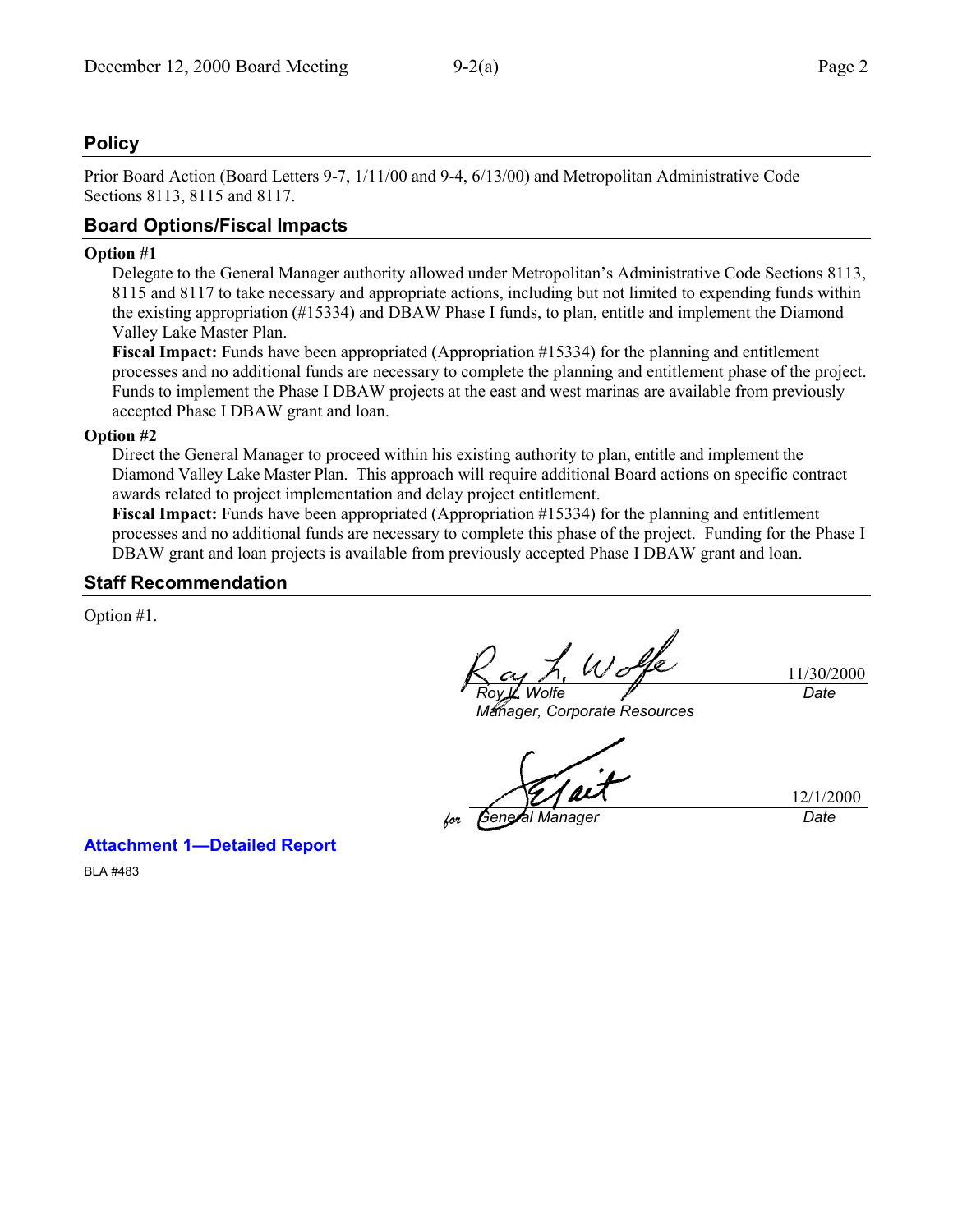## Policy

Prior Board Action (Board Letters 9-7, 1/11/00 and 9-4, 6/13/00) and Metropolitan Administrative Code Sections 8113, 8115 and 8117.

## Board Options/Fiscal Impacts

**Option #1**

Delegate to the General Manager authority allowed under Metropolitan's Administrative Code Sections 8113, 8115 and 8117 to take necessary and appropriate actions, including but not limited to expending funds within the existing appropriation (#15334) and DBAW Phase I funds, to plan, entitle and implement the Diamond Valley Lake Master Plan.

**Fiscal Impact:** Funds have been appropriated (Appropriation #15334) for the planning and entitlement processes and no additional funds are necessary to complete the planning and entitlement phase of the project. Funds to implement the Phase I DBAW projects at the east and west marinas are available from previously accepted Phase I DBAW grant and loan.

**Option #2**

Direct the General Manager to proceed within his existing authority to plan, entitle and implement the Diamond Valley Lake Master Plan. This approach will require additional Board actions on specific contract awards related to project implementation and delay project entitlement.

**Fiscal Impact:** Funds have been appropriated (Appropriation #15334) for the planning and entitlement processes and no additional funds are necessary to complete this phase of the project. Funding for the Phase I DBAW grant and loan projects is available from previously accepted Phase I DBAW grant and loan.

## Staff Recommendation

Option #1.

Roy L. Wolfe — 11/30/2000
*Roy L. Wolfe*
*Manager, Corporate Resources* — *Date*

for *General Manager* — 12/1/2000
*Date*

**Attachment 1—Detailed Report**

BLA #483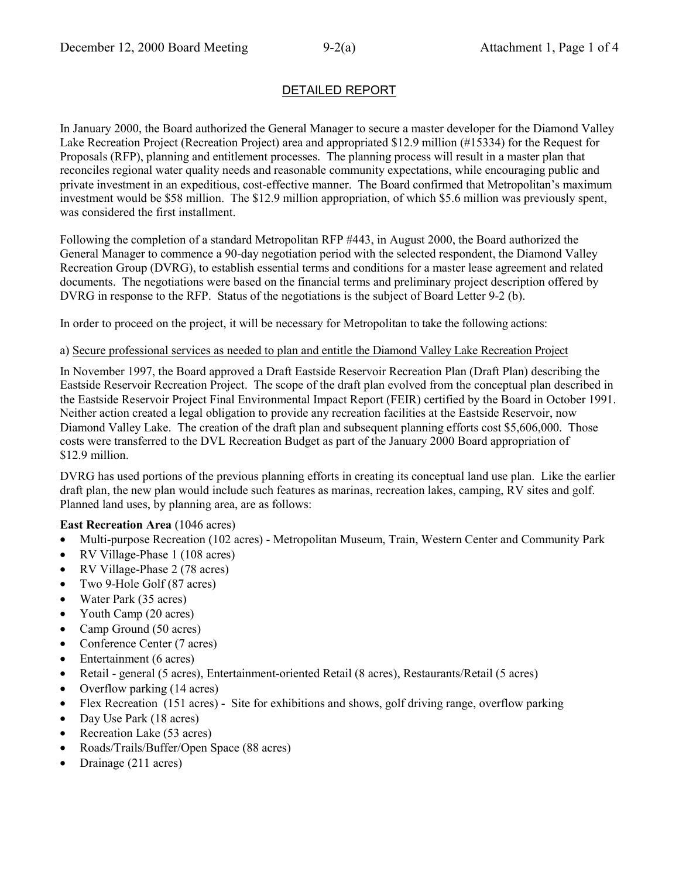## DETAILED REPORT

In January 2000, the Board authorized the General Manager to secure a master developer for the Diamond Valley Lake Recreation Project (Recreation Project) area and appropriated $12.9 million (#15334) for the Request for Proposals (RFP), planning and entitlement processes. The planning process will result in a master plan that reconciles regional water quality needs and reasonable community expectations, while encouraging public and private investment in an expeditious, cost-effective manner. The Board confirmed that Metropolitan's maximum investment would be $58 million. The $12.9 million appropriation, of which $5.6 million was previously spent, was considered the first installment.

Following the completion of a standard Metropolitan RFP #443, in August 2000, the Board authorized the General Manager to commence a 90-day negotiation period with the selected respondent, the Diamond Valley Recreation Group (DVRG), to establish essential terms and conditions for a master lease agreement and related documents. The negotiations were based on the financial terms and preliminary project description offered by DVRG in response to the RFP. Status of the negotiations is the subject of Board Letter 9-2 (b).

In order to proceed on the project, it will be necessary for Metropolitan to take the following actions:

a) Secure professional services as needed to plan and entitle the Diamond Valley Lake Recreation Project

In November 1997, the Board approved a Draft Eastside Reservoir Recreation Plan (Draft Plan) describing the Eastside Reservoir Recreation Project. The scope of the draft plan evolved from the conceptual plan described in the Eastside Reservoir Project Final Environmental Impact Report (FEIR) certified by the Board in October 1991. Neither action created a legal obligation to provide any recreation facilities at the Eastside Reservoir, now Diamond Valley Lake. The creation of the draft plan and subsequent planning efforts cost $5,606,000. Those costs were transferred to the DVL Recreation Budget as part of the January 2000 Board appropriation of $12.9 million.

DVRG has used portions of the previous planning efforts in creating its conceptual land use plan. Like the earlier draft plan, the new plan would include such features as marinas, recreation lakes, camping, RV sites and golf. Planned land uses, by planning area, are as follows:

**East Recreation Area** (1046 acres)

- Multi-purpose Recreation (102 acres) - Metropolitan Museum, Train, Western Center and Community Park
- RV Village-Phase 1 (108 acres)
- RV Village-Phase 2 (78 acres)
- Two 9-Hole Golf (87 acres)
- Water Park (35 acres)
- Youth Camp (20 acres)
- Camp Ground (50 acres)
- Conference Center (7 acres)
- Entertainment (6 acres)
- Retail - general (5 acres), Entertainment-oriented Retail (8 acres), Restaurants/Retail (5 acres)
- Overflow parking (14 acres)
- Flex Recreation (151 acres) - Site for exhibitions and shows, golf driving range, overflow parking
- Day Use Park (18 acres)
- Recreation Lake (53 acres)
- Roads/Trails/Buffer/Open Space (88 acres)
- Drainage (211 acres)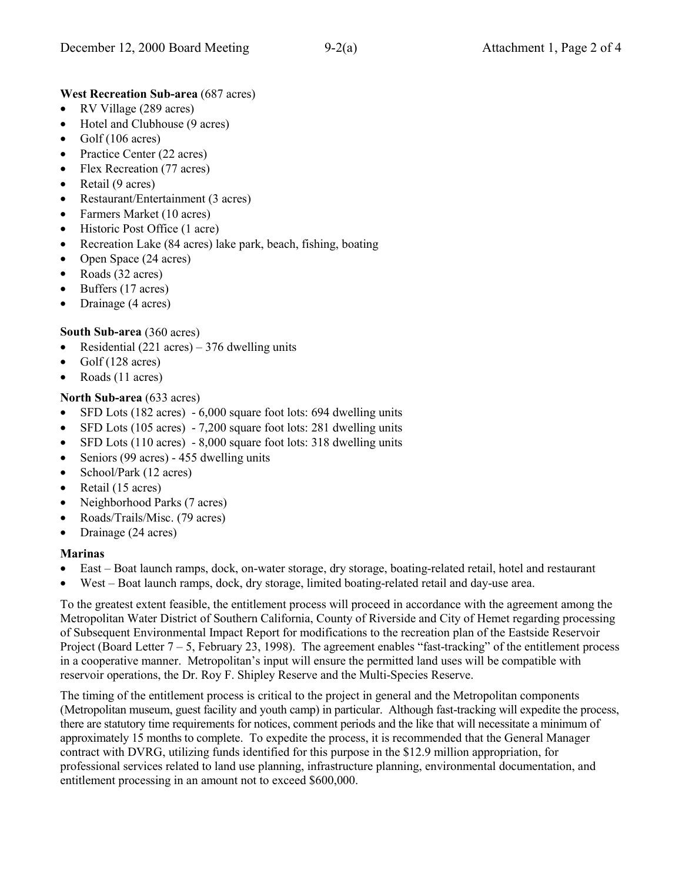**West Recreation Sub-area** (687 acres)

- RV Village (289 acres)
- Hotel and Clubhouse (9 acres)
- Golf (106 acres)
- Practice Center (22 acres)
- Flex Recreation (77 acres)
- Retail (9 acres)
- Restaurant/Entertainment (3 acres)
- Farmers Market (10 acres)
- Historic Post Office (1 acre)
- Recreation Lake (84 acres) lake park, beach, fishing, boating
- Open Space (24 acres)
- Roads (32 acres)
- Buffers (17 acres)
- Drainage (4 acres)

**South Sub-area** (360 acres)

- Residential (221 acres) – 376 dwelling units
- Golf (128 acres)
- Roads (11 acres)

**North Sub-area** (633 acres)

- SFD Lots (182 acres) - 6,000 square foot lots: 694 dwelling units
- SFD Lots (105 acres) - 7,200 square foot lots: 281 dwelling units
- SFD Lots (110 acres) - 8,000 square foot lots: 318 dwelling units
- Seniors (99 acres) - 455 dwelling units
- School/Park (12 acres)
- Retail (15 acres)
- Neighborhood Parks (7 acres)
- Roads/Trails/Misc. (79 acres)
- Drainage (24 acres)

**Marinas**

- East – Boat launch ramps, dock, on-water storage, dry storage, boating-related retail, hotel and restaurant
- West – Boat launch ramps, dock, dry storage, limited boating-related retail and day-use area.

To the greatest extent feasible, the entitlement process will proceed in accordance with the agreement among the Metropolitan Water District of Southern California, County of Riverside and City of Hemet regarding processing of Subsequent Environmental Impact Report for modifications to the recreation plan of the Eastside Reservoir Project (Board Letter 7 – 5, February 23, 1998). The agreement enables "fast-tracking" of the entitlement process in a cooperative manner. Metropolitan's input will ensure the permitted land uses will be compatible with reservoir operations, the Dr. Roy F. Shipley Reserve and the Multi-Species Reserve.

The timing of the entitlement process is critical to the project in general and the Metropolitan components (Metropolitan museum, guest facility and youth camp) in particular. Although fast-tracking will expedite the process, there are statutory time requirements for notices, comment periods and the like that will necessitate a minimum of approximately 15 months to complete. To expedite the process, it is recommended that the General Manager contract with DVRG, utilizing funds identified for this purpose in the $12.9 million appropriation, for professional services related to land use planning, infrastructure planning, environmental documentation, and entitlement processing in an amount not to exceed $600,000.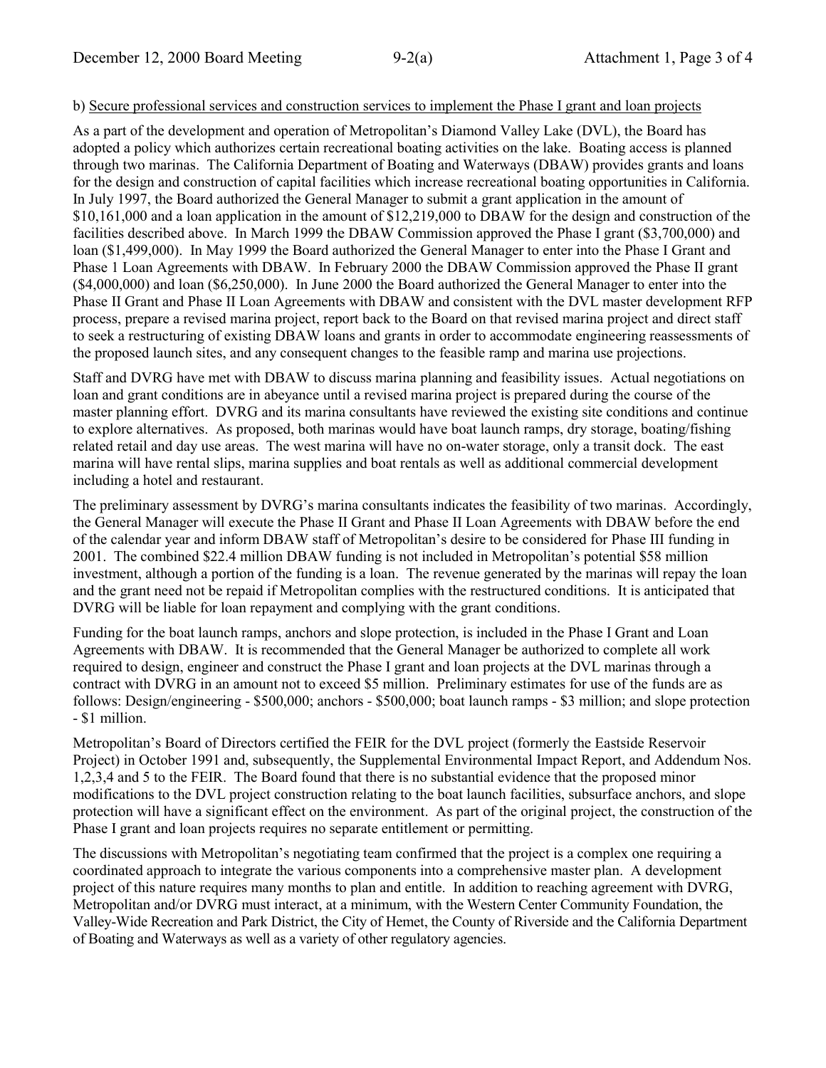b) Secure professional services and construction services to implement the Phase I grant and loan projects

As a part of the development and operation of Metropolitan's Diamond Valley Lake (DVL), the Board has adopted a policy which authorizes certain recreational boating activities on the lake. Boating access is planned through two marinas. The California Department of Boating and Waterways (DBAW) provides grants and loans for the design and construction of capital facilities which increase recreational boating opportunities in California. In July 1997, the Board authorized the General Manager to submit a grant application in the amount of \$10,161,000 and a loan application in the amount of \$12,219,000 to DBAW for the design and construction of the facilities described above. In March 1999 the DBAW Commission approved the Phase I grant (\$3,700,000) and loan (\$1,499,000). In May 1999 the Board authorized the General Manager to enter into the Phase I Grant and Phase 1 Loan Agreements with DBAW. In February 2000 the DBAW Commission approved the Phase II grant (\$4,000,000) and loan (\$6,250,000). In June 2000 the Board authorized the General Manager to enter into the Phase II Grant and Phase II Loan Agreements with DBAW and consistent with the DVL master development RFP process, prepare a revised marina project, report back to the Board on that revised marina project and direct staff to seek a restructuring of existing DBAW loans and grants in order to accommodate engineering reassessments of the proposed launch sites, and any consequent changes to the feasible ramp and marina use projections.

Staff and DVRG have met with DBAW to discuss marina planning and feasibility issues. Actual negotiations on loan and grant conditions are in abeyance until a revised marina project is prepared during the course of the master planning effort. DVRG and its marina consultants have reviewed the existing site conditions and continue to explore alternatives. As proposed, both marinas would have boat launch ramps, dry storage, boating/fishing related retail and day use areas. The west marina will have no on-water storage, only a transit dock. The east marina will have rental slips, marina supplies and boat rentals as well as additional commercial development including a hotel and restaurant.

The preliminary assessment by DVRG's marina consultants indicates the feasibility of two marinas. Accordingly, the General Manager will execute the Phase II Grant and Phase II Loan Agreements with DBAW before the end of the calendar year and inform DBAW staff of Metropolitan's desire to be considered for Phase III funding in 2001. The combined \$22.4 million DBAW funding is not included in Metropolitan's potential \$58 million investment, although a portion of the funding is a loan. The revenue generated by the marinas will repay the loan and the grant need not be repaid if Metropolitan complies with the restructured conditions. It is anticipated that DVRG will be liable for loan repayment and complying with the grant conditions.

Funding for the boat launch ramps, anchors and slope protection, is included in the Phase I Grant and Loan Agreements with DBAW. It is recommended that the General Manager be authorized to complete all work required to design, engineer and construct the Phase I grant and loan projects at the DVL marinas through a contract with DVRG in an amount not to exceed \$5 million. Preliminary estimates for use of the funds are as follows: Design/engineering - \$500,000; anchors - \$500,000; boat launch ramps - \$3 million; and slope protection - \$1 million.

Metropolitan's Board of Directors certified the FEIR for the DVL project (formerly the Eastside Reservoir Project) in October 1991 and, subsequently, the Supplemental Environmental Impact Report, and Addendum Nos. 1,2,3,4 and 5 to the FEIR. The Board found that there is no substantial evidence that the proposed minor modifications to the DVL project construction relating to the boat launch facilities, subsurface anchors, and slope protection will have a significant effect on the environment. As part of the original project, the construction of the Phase I grant and loan projects requires no separate entitlement or permitting.

The discussions with Metropolitan's negotiating team confirmed that the project is a complex one requiring a coordinated approach to integrate the various components into a comprehensive master plan. A development project of this nature requires many months to plan and entitle. In addition to reaching agreement with DVRG, Metropolitan and/or DVRG must interact, at a minimum, with the Western Center Community Foundation, the Valley-Wide Recreation and Park District, the City of Hemet, the County of Riverside and the California Department of Boating and Waterways as well as a variety of other regulatory agencies.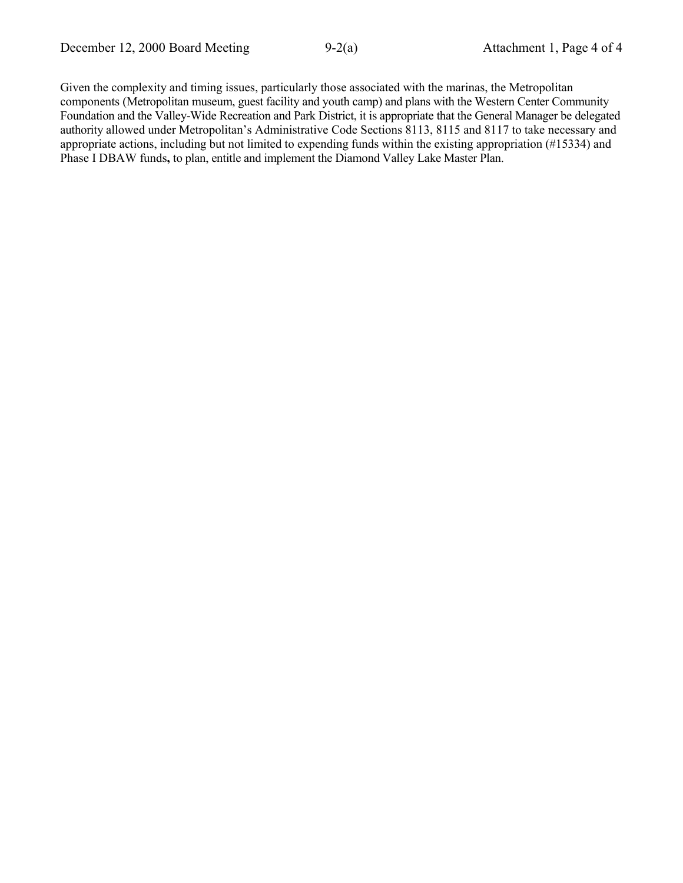Given the complexity and timing issues, particularly those associated with the marinas, the Metropolitan components (Metropolitan museum, guest facility and youth camp) and plans with the Western Center Community Foundation and the Valley-Wide Recreation and Park District, it is appropriate that the General Manager be delegated authority allowed under Metropolitan's Administrative Code Sections 8113, 8115 and 8117 to take necessary and appropriate actions, including but not limited to expending funds within the existing appropriation (#15334) and Phase I DBAW funds, to plan, entitle and implement the Diamond Valley Lake Master Plan.